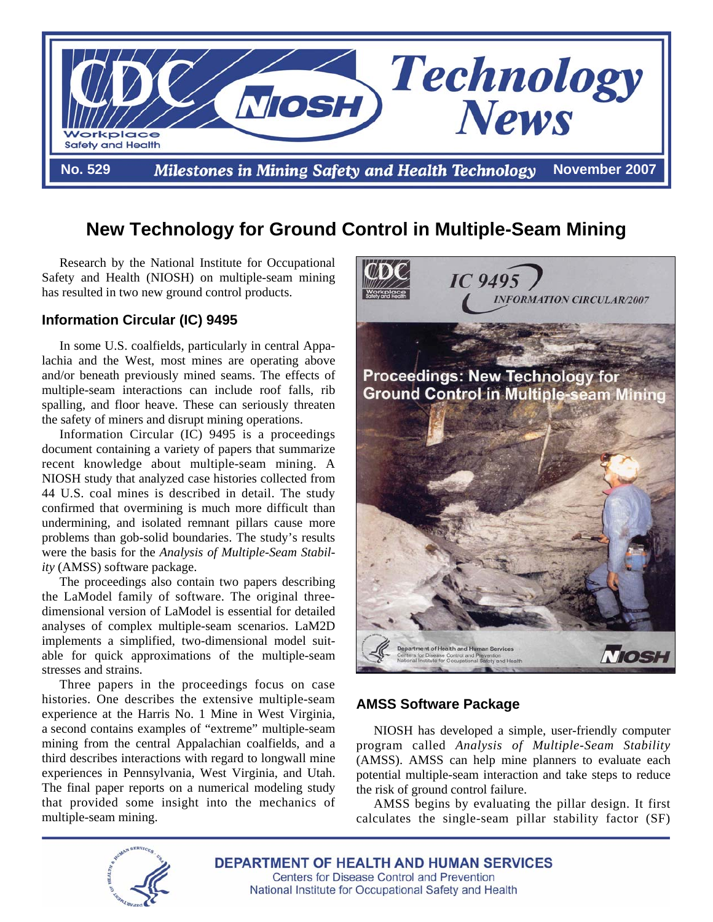# CDC NIOSH Technology News

**No. 529** *Milestones in Mining Safety and Health Technology* **November 2007**

## New Technology for Ground Control in Multiple-Seam Mining

Research by the National Institute for Occupational Safety and Health (NIOSH) on multiple-seam mining has resulted in two new ground control products.

### Information Circular (IC) 9495

In some U.S. coalfields, particularly in central Appalachia and the West, most mines are operating above and/or beneath previously mined seams. The effects of multiple-seam interactions can include roof falls, rib spalling, and floor heave. These can seriously threaten the safety of miners and disrupt mining operations.

Information Circular (IC) 9495 is a proceedings document containing a variety of papers that summarize recent knowledge about multiple-seam mining. A NIOSH study that analyzed case histories collected from 44 U.S. coal mines is described in detail. The study confirmed that overmining is much more difficult than undermining, and isolated remnant pillars cause more problems than gob-solid boundaries. The study's results were the basis for the *Analysis of Multiple-Seam Stability* (AMSS) software package.

The proceedings also contain two papers describing the LaModel family of software. The original three-dimensional version of LaModel is essential for detailed analyses of complex multiple-seam scenarios. LaM2D implements a simplified, two-dimensional model suitable for quick approximations of the multiple-seam stresses and strains.

Three papers in the proceedings focus on case histories. One describes the extensive multiple-seam experience at the Harris No. 1 Mine in West Virginia, a second contains examples of "extreme" multiple-seam mining from the central Appalachian coalfields, and a third describes interactions with regard to longwall mine experiences in Pennsylvania, West Virginia, and Utah. The final paper reports on a numerical modeling study that provided some insight into the mechanics of multiple-seam mining.

### AMSS Software Package

NIOSH has developed a simple, user-friendly computer program called *Analysis of Multiple-Seam Stability* (AMSS). AMSS can help mine planners to evaluate each potential multiple-seam interaction and take steps to reduce the risk of ground control failure.

AMSS begins by evaluating the pillar design. It first calculates the single-seam pillar stability factor (SF)

DEPARTMENT OF HEALTH AND HUMAN SERVICES
Centers for Disease Control and Prevention
National Institute for Occupational Safety and Health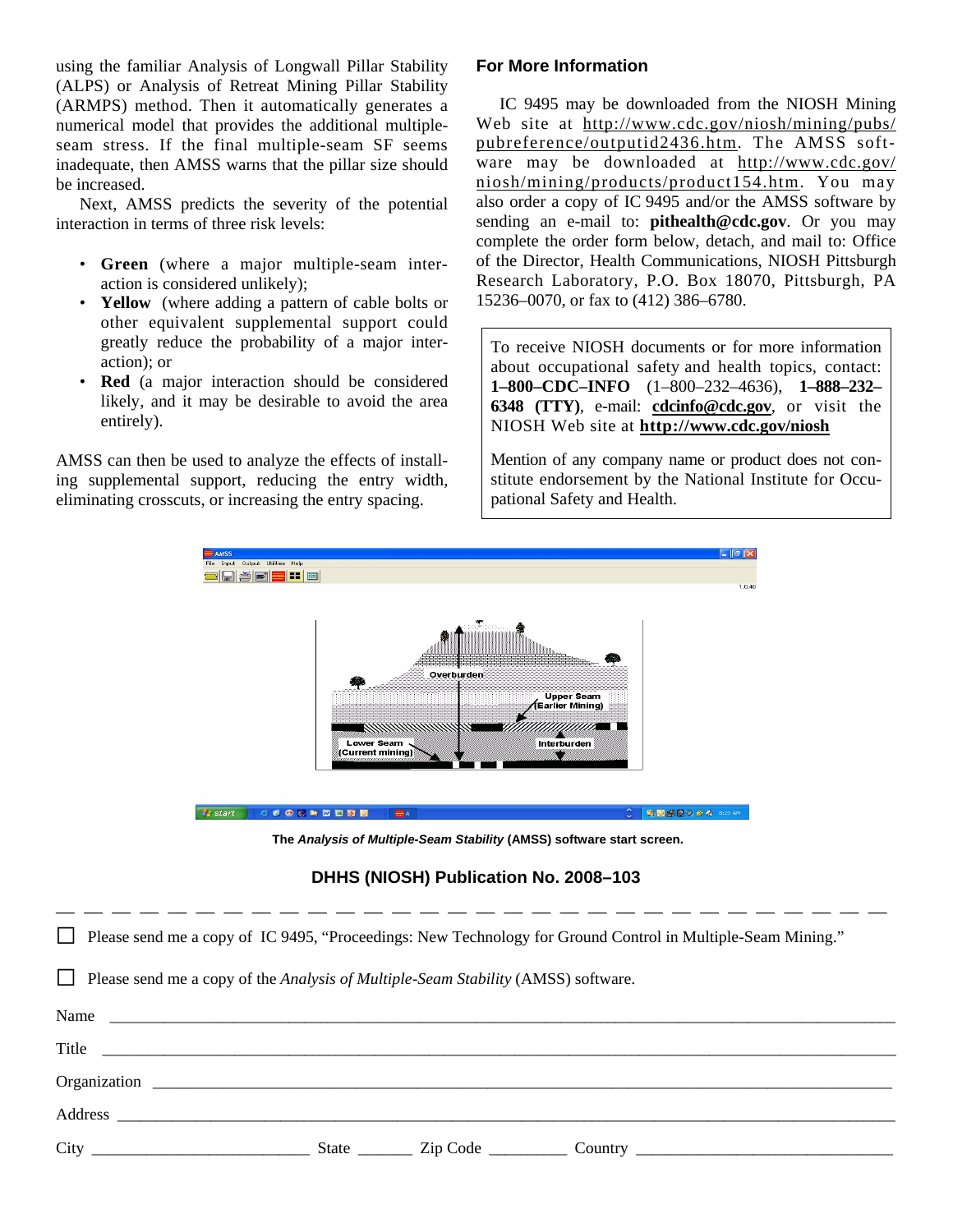using the familiar Analysis of Longwall Pillar Stability (ALPS) or Analysis of Retreat Mining Pillar Stability (ARMPS) method. Then it automatically generates a numerical model that provides the additional multiple-seam stress. If the final multiple-seam SF seems inadequate, then AMSS warns that the pillar size should be increased.

Next, AMSS predicts the severity of the potential interaction in terms of three risk levels:

- **Green** (where a major multiple-seam interaction is considered unlikely);
- **Yellow** (where adding a pattern of cable bolts or other equivalent supplemental support could greatly reduce the probability of a major interaction); or
- **Red** (a major interaction should be considered likely, and it may be desirable to avoid the area entirely).

AMSS can then be used to analyze the effects of installing supplemental support, reducing the entry width, eliminating crosscuts, or increasing the entry spacing.

## For More Information

IC 9495 may be downloaded from the NIOSH Mining Web site at http://www.cdc.gov/niosh/mining/pubs/pubreference/outputid2436.htm. The AMSS software may be downloaded at http://www.cdc.gov/niosh/mining/products/product154.htm. You may also order a copy of IC 9495 and/or the AMSS software by sending an e-mail to: **pithealth@cdc.gov**. Or you may complete the order form below, detach, and mail to: Office of the Director, Health Communications, NIOSH Pittsburgh Research Laboratory, P.O. Box 18070, Pittsburgh, PA 15236–0070, or fax to (412) 386–6780.

To receive NIOSH documents or for more information about occupational safety and health topics, contact: **1–800–CDC–INFO** (1–800–232–4636), **1–888–232–6348 (TTY)**, e-mail: **cdcinfo@cdc.gov**, or visit the NIOSH Web site at **http://www.cdc.gov/niosh**

Mention of any company name or product does not constitute endorsement by the National Institute for Occupational Safety and Health.

Overburden
Upper Seam (Earlier Mining)
Lower Seam (Current mining)
Interburden

**The *Analysis of Multiple-Seam Stability* (AMSS) software start screen.**

**DHHS (NIOSH) Publication No. 2008–103**

☐ Please send me a copy of IC 9495, "Proceedings: New Technology for Ground Control in Multiple-Seam Mining."

☐ Please send me a copy of the *Analysis of Multiple-Seam Stability* (AMSS) software.

Name ____________________

Title ____________________

Organization ____________________

Address ____________________

City ____________ State ______ Zip Code ________ Country ____________